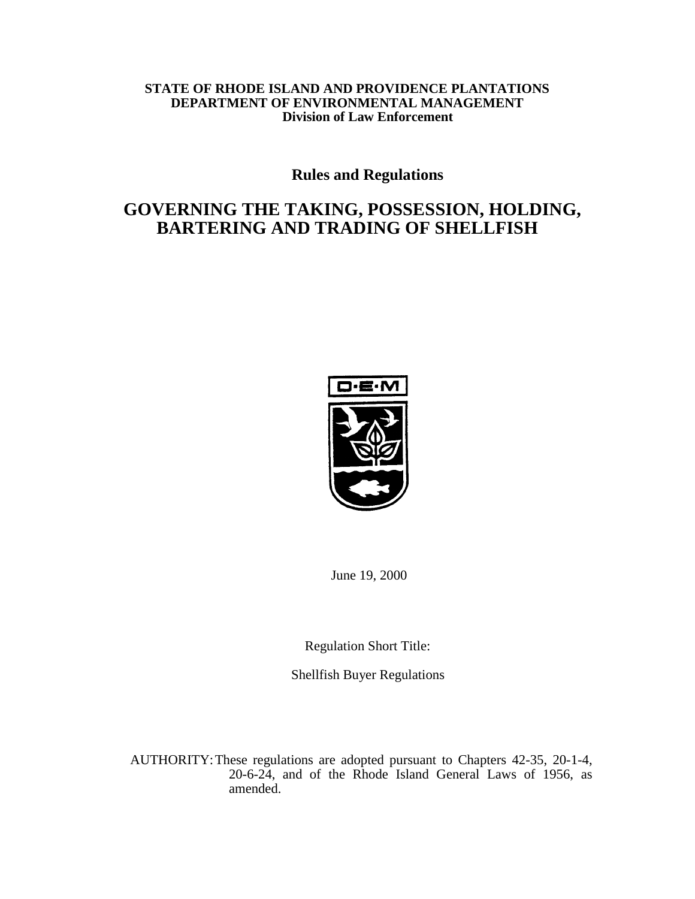**STATE OF RHODE ISLAND AND PROVIDENCE PLANTATIONS**
**DEPARTMENT OF ENVIRONMENTAL MANAGEMENT**
**Division of Law Enforcement**

## Rules and Regulations

# GOVERNING THE TAKING, POSSESSION, HOLDING, BARTERING AND TRADING OF SHELLFISH

June 19, 2000

Regulation Short Title:

Shellfish Buyer Regulations

AUTHORITY: These regulations are adopted pursuant to Chapters 42-35, 20-1-4, 20-6-24, and of the Rhode Island General Laws of 1956, as amended.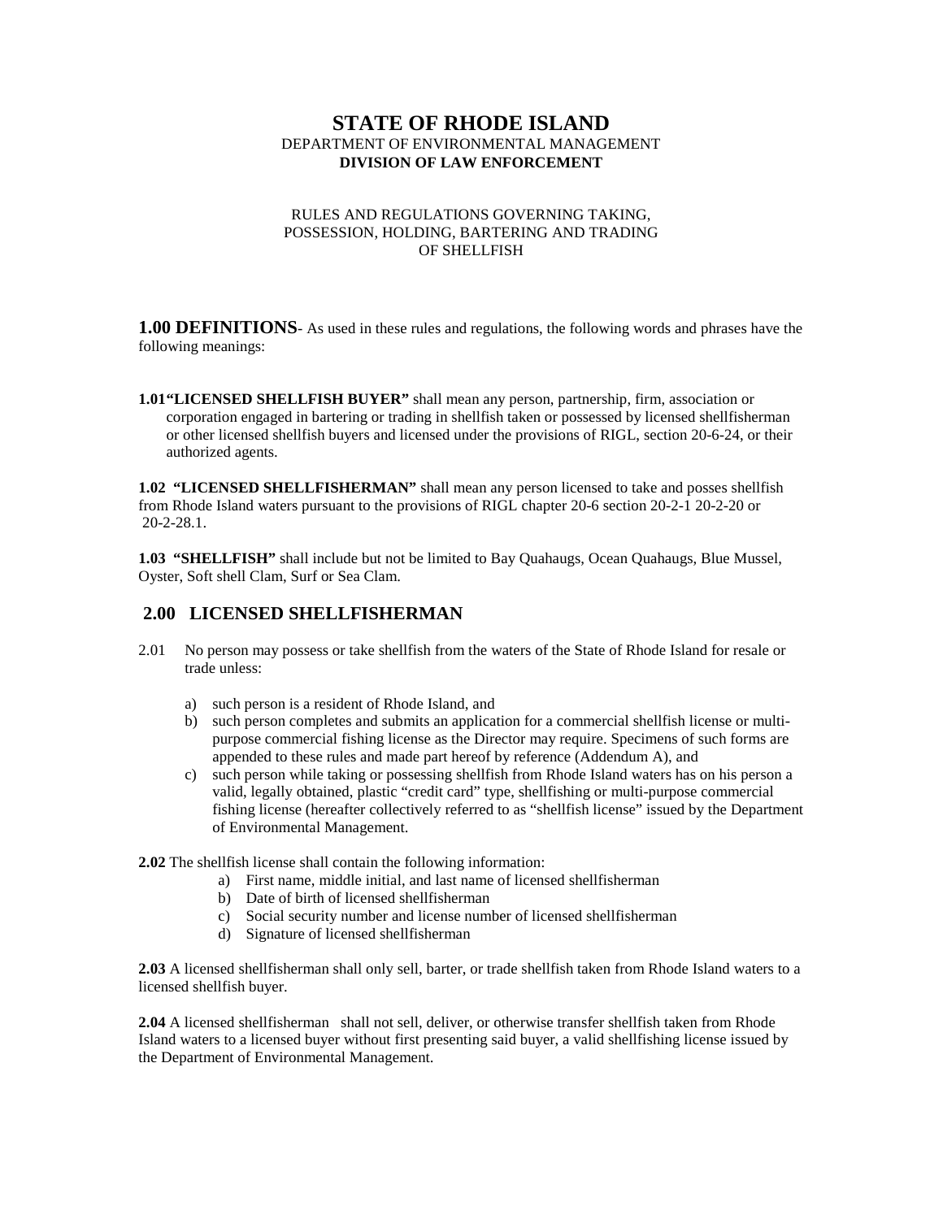# STATE OF RHODE ISLAND

DEPARTMENT OF ENVIRONMENTAL MANAGEMENT
**DIVISION OF LAW ENFORCEMENT**

RULES AND REGULATIONS GOVERNING TAKING, POSSESSION, HOLDING, BARTERING AND TRADING OF SHELLFISH

**1.00 DEFINITIONS**- As used in these rules and regulations, the following words and phrases have the following meanings:

**1.01"LICENSED SHELLFISH BUYER"** shall mean any person, partnership, firm, association or corporation engaged in bartering or trading in shellfish taken or possessed by licensed shellfisherman or other licensed shellfish buyers and licensed under the provisions of RIGL, section 20-6-24, or their authorized agents.

**1.02 "LICENSED SHELLFISHERMAN"** shall mean any person licensed to take and posses shellfish from Rhode Island waters pursuant to the provisions of RIGL chapter 20-6 section 20-2-1 20-2-20 or 20-2-28.1.

**1.03 "SHELLFISH"** shall include but not be limited to Bay Quahaugs, Ocean Quahaugs, Blue Mussel, Oyster, Soft shell Clam, Surf or Sea Clam.

## 2.00 LICENSED SHELLFISHERMAN

2.01 No person may possess or take shellfish from the waters of the State of Rhode Island for resale or trade unless:

a) such person is a resident of Rhode Island, and
b) such person completes and submits an application for a commercial shellfish license or multi-purpose commercial fishing license as the Director may require. Specimens of such forms are appended to these rules and made part hereof by reference (Addendum A), and
c) such person while taking or possessing shellfish from Rhode Island waters has on his person a valid, legally obtained, plastic "credit card" type, shellfishing or multi-purpose commercial fishing license (hereafter collectively referred to as "shellfish license" issued by the Department of Environmental Management.

**2.02** The shellfish license shall contain the following information:

a) First name, middle initial, and last name of licensed shellfisherman
b) Date of birth of licensed shellfisherman
c) Social security number and license number of licensed shellfisherman
d) Signature of licensed shellfisherman

**2.03** A licensed shellfisherman shall only sell, barter, or trade shellfish taken from Rhode Island waters to a licensed shellfish buyer.

**2.04** A licensed shellfisherman shall not sell, deliver, or otherwise transfer shellfish taken from Rhode Island waters to a licensed buyer without first presenting said buyer, a valid shellfishing license issued by the Department of Environmental Management.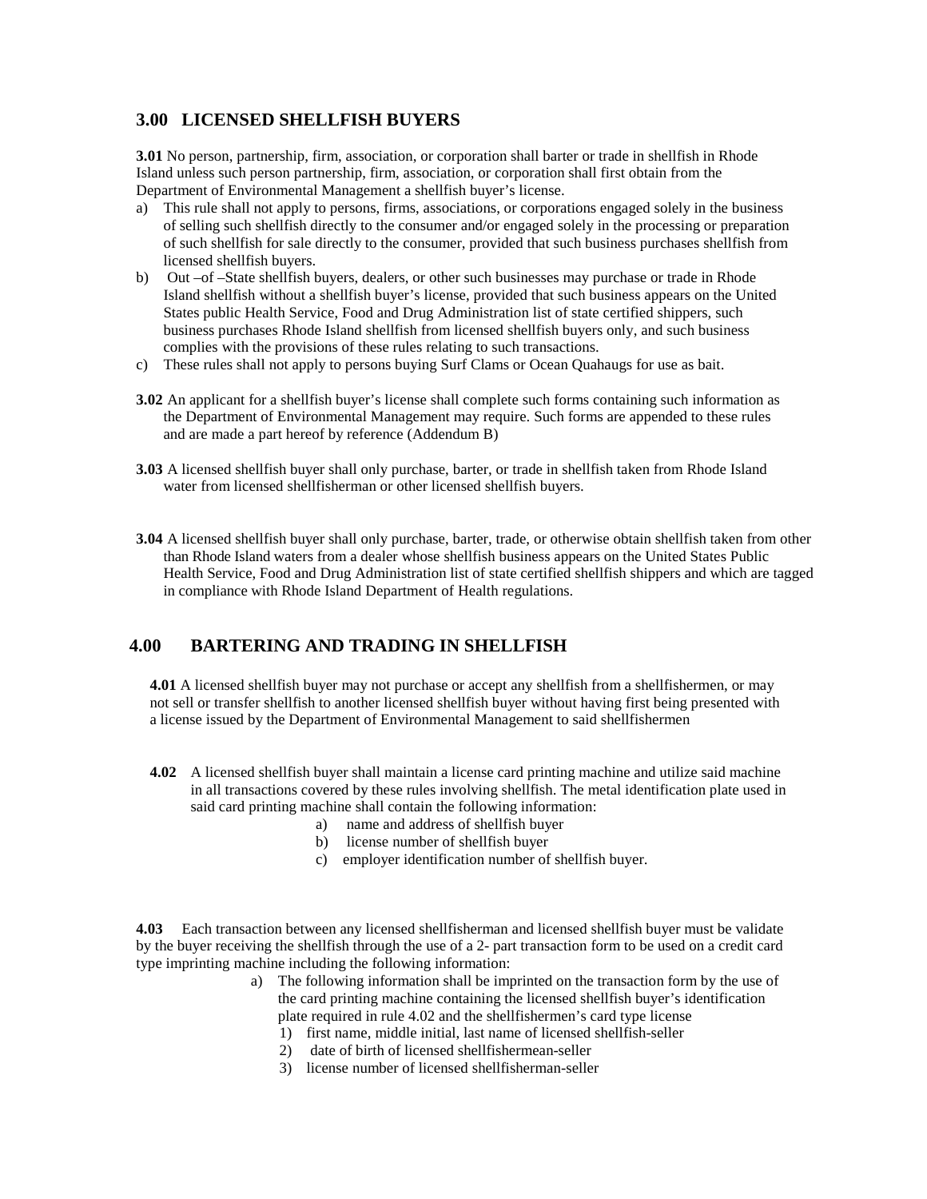## 3.00 LICENSED SHELLFISH BUYERS

**3.01** No person, partnership, firm, association, or corporation shall barter or trade in shellfish in Rhode Island unless such person partnership, firm, association, or corporation shall first obtain from the Department of Environmental Management a shellfish buyer's license.

a) This rule shall not apply to persons, firms, associations, or corporations engaged solely in the business of selling such shellfish directly to the consumer and/or engaged solely in the processing or preparation of such shellfish for sale directly to the consumer, provided that such business purchases shellfish from licensed shellfish buyers.

b) Out –of –State shellfish buyers, dealers, or other such businesses may purchase or trade in Rhode Island shellfish without a shellfish buyer's license, provided that such business appears on the United States public Health Service, Food and Drug Administration list of state certified shippers, such business purchases Rhode Island shellfish from licensed shellfish buyers only, and such business complies with the provisions of these rules relating to such transactions.

c) These rules shall not apply to persons buying Surf Clams or Ocean Quahaugs for use as bait.

**3.02** An applicant for a shellfish buyer's license shall complete such forms containing such information as the Department of Environmental Management may require. Such forms are appended to these rules and are made a part hereof by reference (Addendum B)

**3.03** A licensed shellfish buyer shall only purchase, barter, or trade in shellfish taken from Rhode Island water from licensed shellfisherman or other licensed shellfish buyers.

**3.04** A licensed shellfish buyer shall only purchase, barter, trade, or otherwise obtain shellfish taken from other than Rhode Island waters from a dealer whose shellfish business appears on the United States Public Health Service, Food and Drug Administration list of state certified shellfish shippers and which are tagged in compliance with Rhode Island Department of Health regulations.

## 4.00 BARTERING AND TRADING IN SHELLFISH

**4.01** A licensed shellfish buyer may not purchase or accept any shellfish from a shellfishermen, or may not sell or transfer shellfish to another licensed shellfish buyer without having first being presented with a license issued by the Department of Environmental Management to said shellfishermen

**4.02** A licensed shellfish buyer shall maintain a license card printing machine and utilize said machine in all transactions covered by these rules involving shellfish. The metal identification plate used in said card printing machine shall contain the following information:

a) name and address of shellfish buyer
b) license number of shellfish buyer
c) employer identification number of shellfish buyer.

**4.03** Each transaction between any licensed shellfisherman and licensed shellfish buyer must be validate by the buyer receiving the shellfish through the use of a 2- part transaction form to be used on a credit card type imprinting machine including the following information:

a) The following information shall be imprinted on the transaction form by the use of the card printing machine containing the licensed shellfish buyer's identification plate required in rule 4.02 and the shellfishermen's card type license
   1) first name, middle initial, last name of licensed shellfish-seller
   2) date of birth of licensed shellfishermean-seller
   3) license number of licensed shellfisherman-seller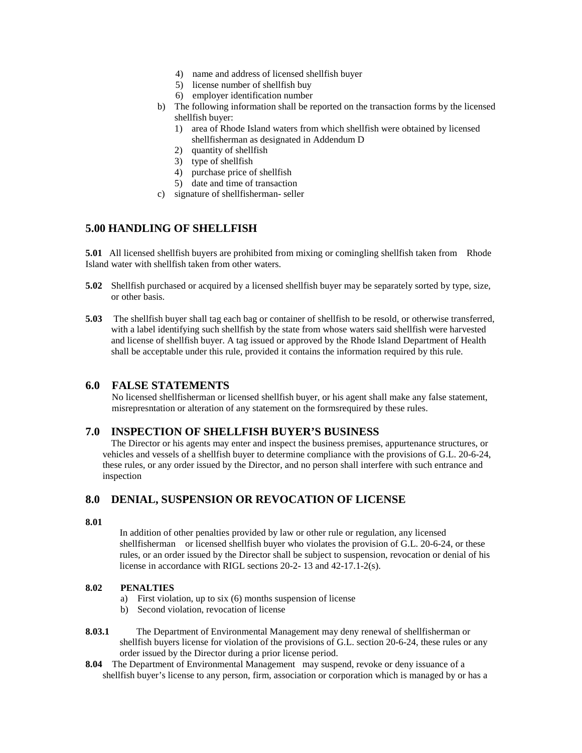4) name and address of licensed shellfish buyer
5) license number of shellfish buy
6) employer identification number

b) The following information shall be reported on the transaction forms by the licensed shellfish buyer:
   1) area of Rhode Island waters from which shellfish were obtained by licensed shellfisherman as designated in Addendum D
   2) quantity of shellfish
   3) type of shellfish
   4) purchase price of shellfish
   5) date and time of transaction

c) signature of shellfisherman- seller

## 5.00 HANDLING OF SHELLFISH

**5.01** All licensed shellfish buyers are prohibited from mixing or comingling shellfish taken from Rhode Island water with shellfish taken from other waters.

**5.02** Shellfish purchased or acquired by a licensed shellfish buyer may be separately sorted by type, size, or other basis.

**5.03** The shellfish buyer shall tag each bag or container of shellfish to be resold, or otherwise transferred, with a label identifying such shellfish by the state from whose waters said shellfish were harvested and license of shellfish buyer. A tag issued or approved by the Rhode Island Department of Health shall be acceptable under this rule, provided it contains the information required by this rule.

## 6.0 FALSE STATEMENTS

No licensed shellfisherman or licensed shellfish buyer, or his agent shall make any false statement, misrepresntation or alteration of any statement on the formsrequired by these rules.

## 7.0 INSPECTION OF SHELLFISH BUYER'S BUSINESS

The Director or his agents may enter and inspect the business premises, appurtenance structures, or vehicles and vessels of a shellfish buyer to determine compliance with the provisions of G.L. 20-6-24, these rules, or any order issued by the Director, and no person shall interfere with such entrance and inspection

## 8.0 DENIAL, SUSPENSION OR REVOCATION OF LICENSE

**8.01**

In addition of other penalties provided by law or other rule or regulation, any licensed shellfisherman or licensed shellfish buyer who violates the provision of G.L. 20-6-24, or these rules, or an order issued by the Director shall be subject to suspension, revocation or denial of his license in accordance with RIGL sections 20-2- 13 and 42-17.1-2(s).

**8.02 PENALTIES**

a) First violation, up to six (6) months suspension of license
b) Second violation, revocation of license

**8.03.1** The Department of Environmental Management may deny renewal of shellfisherman or shellfish buyers license for violation of the provisions of G.L. section 20-6-24, these rules or any order issued by the Director during a prior license period.

**8.04** The Department of Environmental Management may suspend, revoke or deny issuance of a shellfish buyer's license to any person, firm, association or corporation which is managed by or has a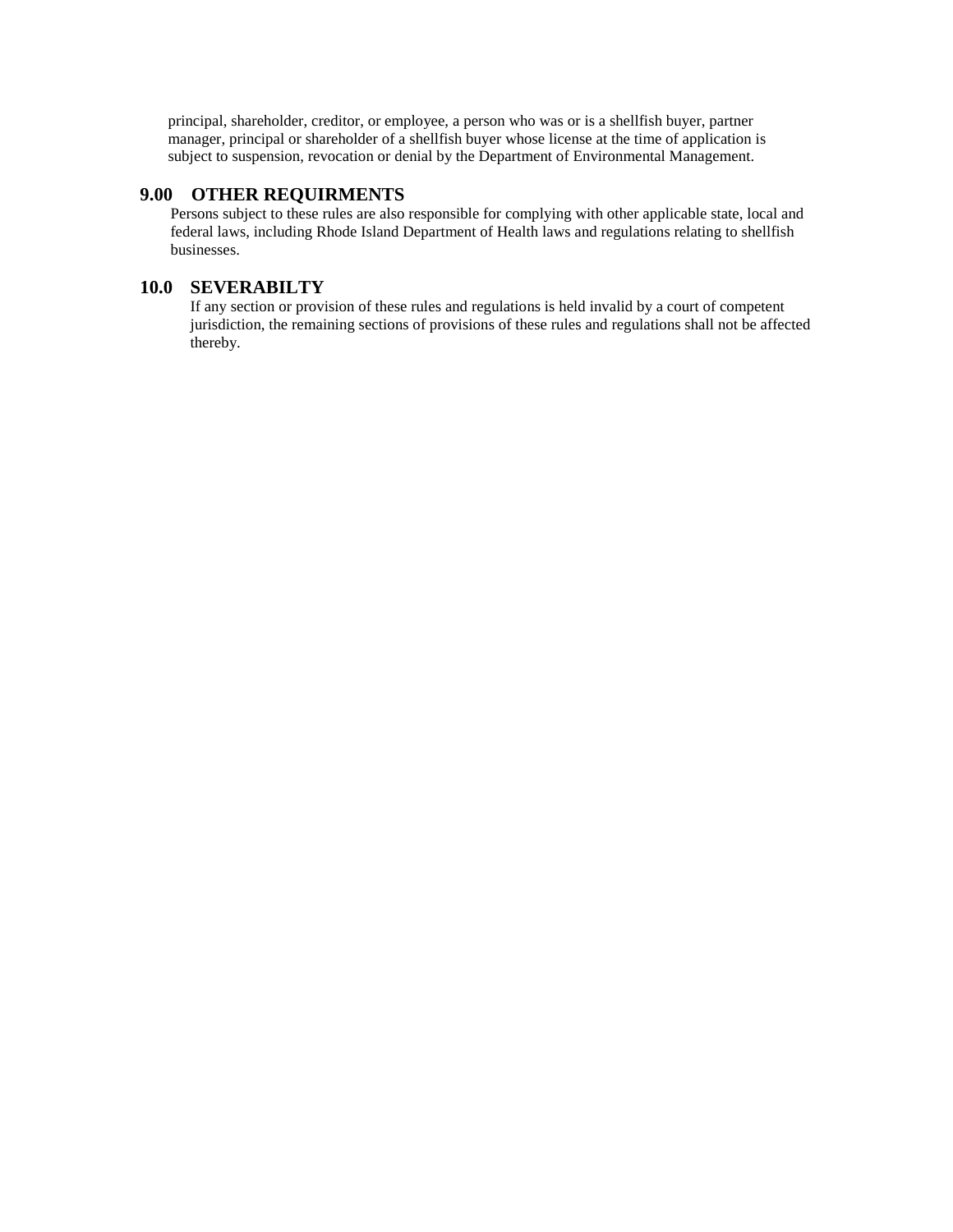principal, shareholder, creditor, or employee, a person who was or is a shellfish buyer, partner manager, principal or shareholder of a shellfish buyer whose license at the time of application is subject to suspension, revocation or denial by the Department of Environmental Management.

## 9.00 OTHER REQUIRMENTS

Persons subject to these rules are also responsible for complying with other applicable state, local and federal laws, including Rhode Island Department of Health laws and regulations relating to shellfish businesses.

## 10.0 SEVERABILTY

If any section or provision of these rules and regulations is held invalid by a court of competent jurisdiction, the remaining sections of provisions of these rules and regulations shall not be affected thereby.